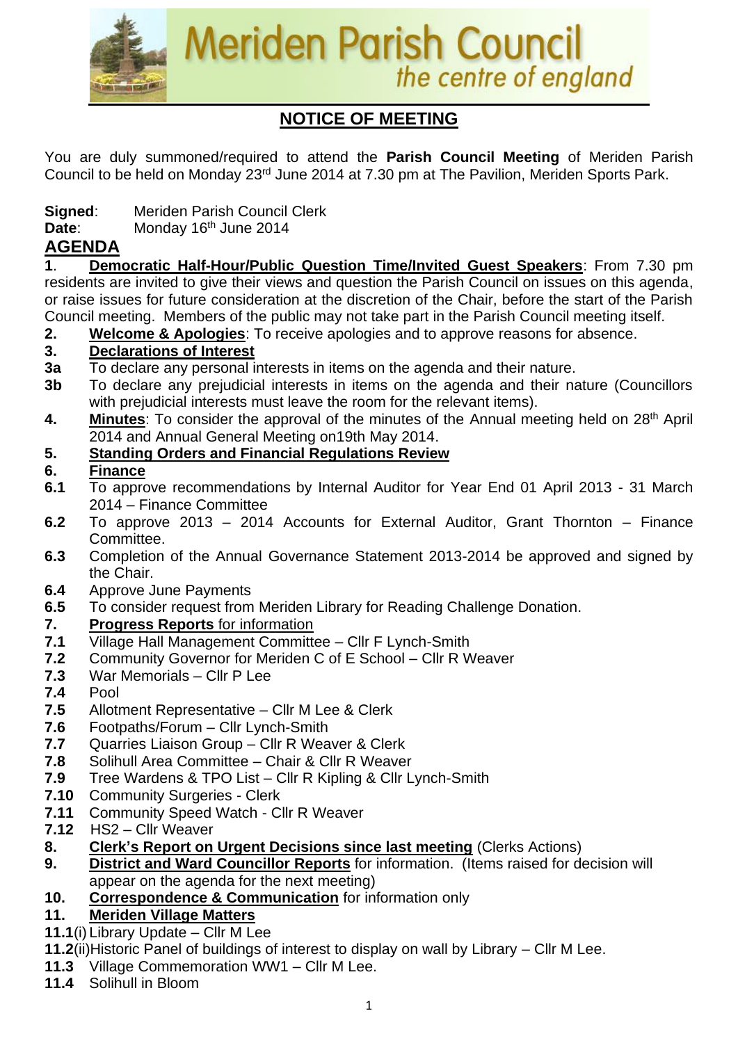# Meriden Parish Council

*the centre of england*

## NOTICE OF MEETING

You are duly summoned/required to attend the **Parish Council Meeting** of Meriden Parish Council to be held on Monday 23rd June 2014 at 7.30 pm at The Pavilion, Meriden Sports Park.

**Signed**: Meriden Parish Council Clerk
**Date**: Monday 16th June 2014

## AGENDA

**1**. **Democratic Half-Hour/Public Question Time/Invited Guest Speakers**: From 7.30 pm residents are invited to give their views and question the Parish Council on issues on this agenda, or raise issues for future consideration at the discretion of the Chair, before the start of the Parish Council meeting. Members of the public may not take part in the Parish Council meeting itself.

**2.** **Welcome & Apologies**: To receive apologies and to approve reasons for absence.

**3.** **Declarations of Interest**

**3a** To declare any personal interests in items on the agenda and their nature.

**3b** To declare any prejudicial interests in items on the agenda and their nature (Councillors with prejudicial interests must leave the room for the relevant items).

**4.** **Minutes**: To consider the approval of the minutes of the Annual meeting held on 28th April 2014 and Annual General Meeting on19th May 2014.

**5.** **Standing Orders and Financial Regulations Review**

**6.** **Finance**

**6.1** To approve recommendations by Internal Auditor for Year End 01 April 2013 - 31 March 2014 – Finance Committee

**6.2** To approve 2013 – 2014 Accounts for External Auditor, Grant Thornton – Finance Committee.

**6.3** Completion of the Annual Governance Statement 2013-2014 be approved and signed by the Chair.

**6.4** Approve June Payments

**6.5** To consider request from Meriden Library for Reading Challenge Donation.

**7.** **Progress Reports** for information

**7.1** Village Hall Management Committee – Cllr F Lynch-Smith

**7.2** Community Governor for Meriden C of E School – Cllr R Weaver

**7.3** War Memorials – Cllr P Lee

**7.4** Pool

**7.5** Allotment Representative – Cllr M Lee & Clerk

**7.6** Footpaths/Forum – Cllr Lynch-Smith

**7.7** Quarries Liaison Group – Cllr R Weaver & Clerk

**7.8** Solihull Area Committee – Chair & Cllr R Weaver

**7.9** Tree Wardens & TPO List – Cllr R Kipling & Cllr Lynch-Smith

**7.10** Community Surgeries - Clerk

**7.11** Community Speed Watch - Cllr R Weaver

**7.12** HS2 – Cllr Weaver

**8.** **Clerk's Report on Urgent Decisions since last meeting** (Clerks Actions)

**9.** **District and Ward Councillor Reports** for information. (Items raised for decision will appear on the agenda for the next meeting)

**10.** **Correspondence & Communication** for information only

**11.** **Meriden Village Matters**

**11.1**(i) Library Update – Cllr M Lee

**11.2**(ii)Historic Panel of buildings of interest to display on wall by Library – Cllr M Lee.

**11.3** Village Commemoration WW1 – Cllr M Lee.

**11.4** Solihull in Bloom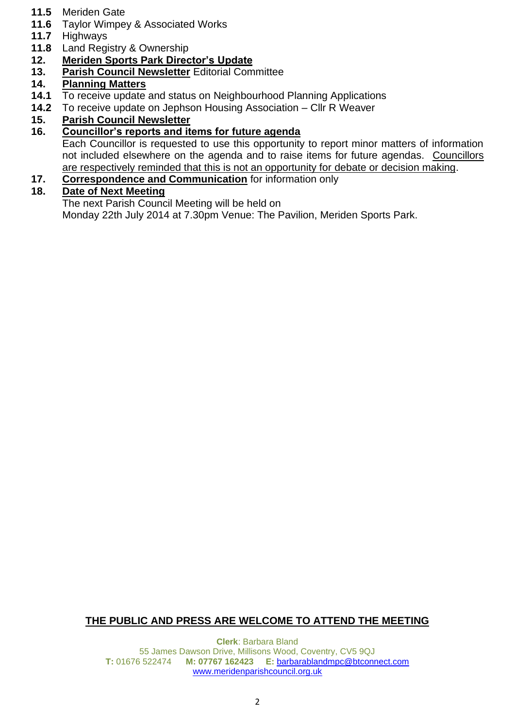**11.5** Meriden Gate

**11.6** Taylor Wimpey & Associated Works

**11.7** Highways

**11.8** Land Registry & Ownership

**12.** **Meriden Sports Park Director's Update**

**13.** **Parish Council Newsletter** Editorial Committee

**14.** **Planning Matters**

**14.1** To receive update and status on Neighbourhood Planning Applications

**14.2** To receive update on Jephson Housing Association – Cllr R Weaver

**15.** **Parish Council Newsletter**

**16.** **Councillor's reports and items for future agenda**

Each Councillor is requested to use this opportunity to report minor matters of information not included elsewhere on the agenda and to raise items for future agendas. Councillors are respectively reminded that this is not an opportunity for debate or decision making.

**17.** **Correspondence and Communication** for information only

**18.** **Date of Next Meeting**

The next Parish Council Meeting will be held on
Monday 22th July 2014 at 7.30pm Venue: The Pavilion, Meriden Sports Park.

**THE PUBLIC AND PRESS ARE WELCOME TO ATTEND THE MEETING**

**Clerk**: Barbara Bland
55 James Dawson Drive, Millisons Wood, Coventry, CV5 9QJ
**T:** 01676 522474 **M: 07767 162423** **E:** barbarablandmpc@btconnect.com
www.meridenparishcouncil.org.uk